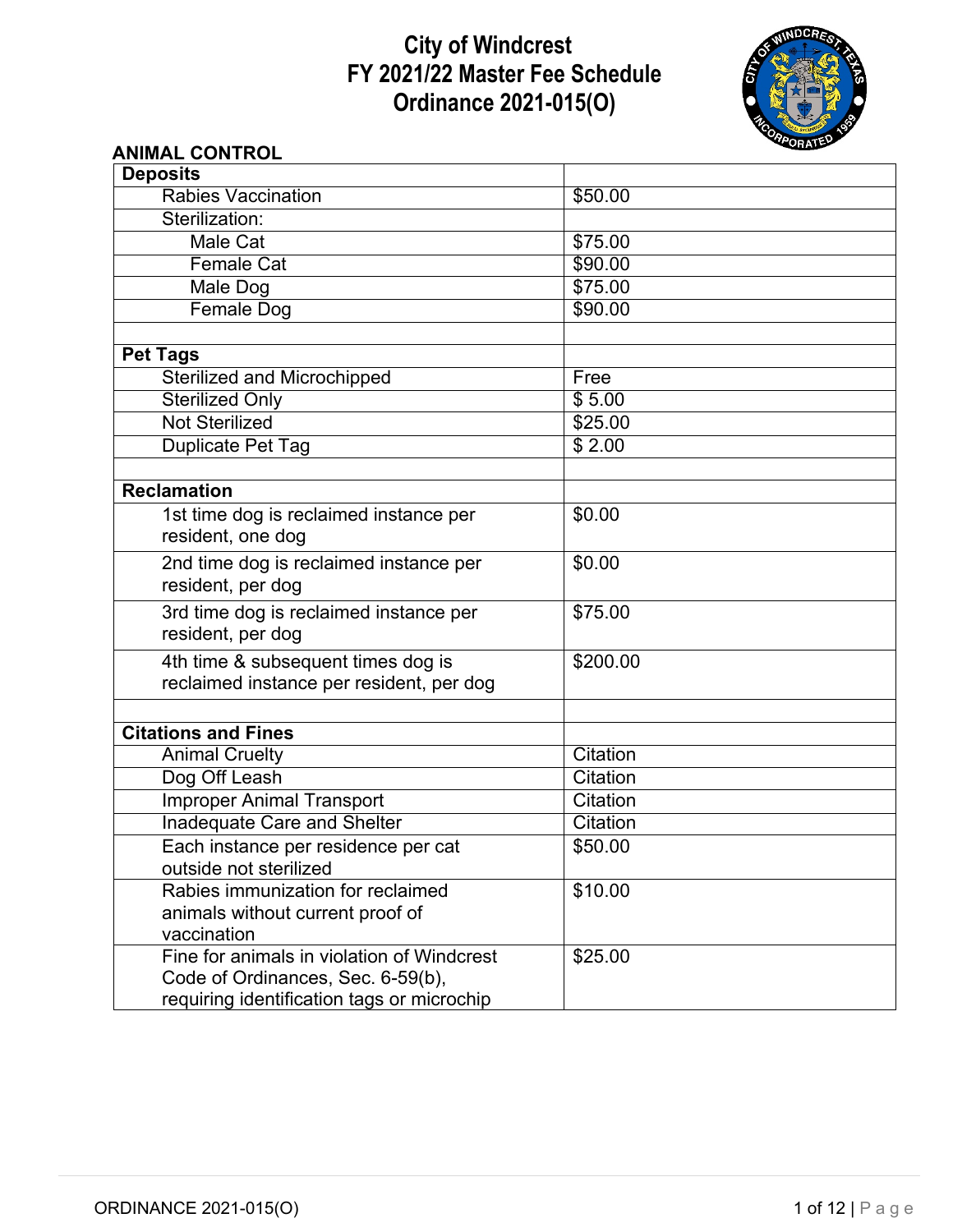# City of Windcrest
# FY 2021/22 Master Fee Schedule
# Ordinance 2021-015(O)

## ANIMAL CONTROL

| | |
|---|---|
| **Deposits** | |
| Rabies Vaccination | $50.00 |
| Sterilization: | |
| Male Cat | $75.00 |
| Female Cat | $90.00 |
| Male Dog | $75.00 |
| Female Dog | $90.00 |
| | |
| **Pet Tags** | |
| Sterilized and Microchipped | Free |
| Sterilized Only | $ 5.00 |
| Not Sterilized | $25.00 |
| Duplicate Pet Tag | $ 2.00 |
| | |
| **Reclamation** | |
| 1st time dog is reclaimed instance per resident, one dog | $0.00 |
| 2nd time dog is reclaimed instance per resident, per dog | $0.00 |
| 3rd time dog is reclaimed instance per resident, per dog | $75.00 |
| 4th time & subsequent times dog is reclaimed instance per resident, per dog | $200.00 |
| | |
| **Citations and Fines** | |
| Animal Cruelty | Citation |
| Dog Off Leash | Citation |
| Improper Animal Transport | Citation |
| Inadequate Care and Shelter | Citation |
| Each instance per residence per cat outside not sterilized | $50.00 |
| Rabies immunization for reclaimed animals without current proof of vaccination | $10.00 |
| Fine for animals in violation of Windcrest Code of Ordinances, Sec. 6-59(b), requiring identification tags or microchip | $25.00 |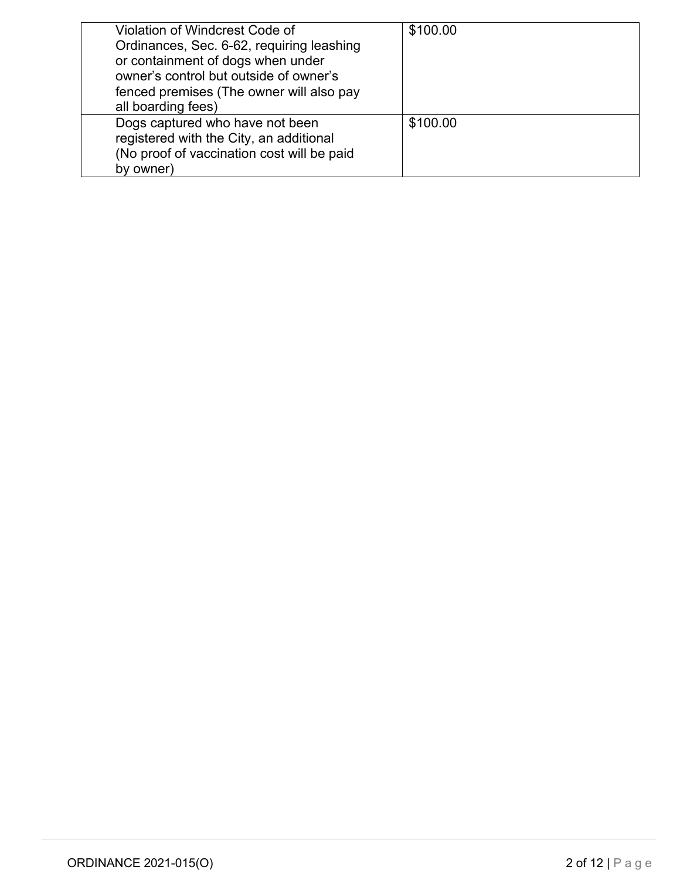| | |
|---|---|
| Violation of Windcrest Code of Ordinances, Sec. 6-62, requiring leashing or containment of dogs when under owner's control but outside of owner's fenced premises (The owner will also pay all boarding fees) | $100.00 |
| Dogs captured who have not been registered with the City, an additional (No proof of vaccination cost will be paid by owner) | $100.00 |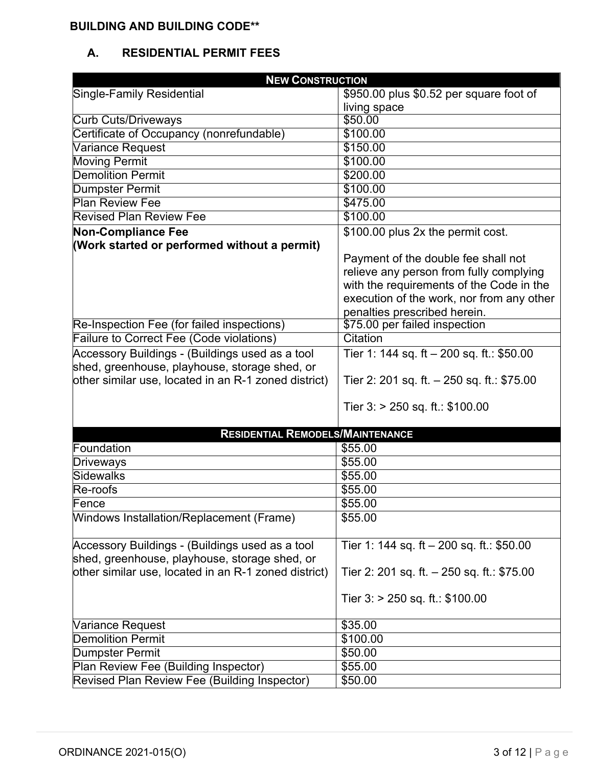**BUILDING AND BUILDING CODE****

## A. RESIDENTIAL PERMIT FEES

| **NEW CONSTRUCTION** | |
|---|---|
| Single-Family Residential | $950.00 plus $0.52 per square foot of living space |
| Curb Cuts/Driveways | $50.00 |
| Certificate of Occupancy (nonrefundable) | $100.00 |
| Variance Request | $150.00 |
| Moving Permit | $100.00 |
| Demolition Permit | $200.00 |
| Dumpster Permit | $100.00 |
| Plan Review Fee | $475.00 |
| Revised Plan Review Fee | $100.00 |
| **Non-Compliance Fee (Work started or performed without a permit)** | $100.00 plus 2x the permit cost.<br><br>Payment of the double fee shall not relieve any person from fully complying with the requirements of the Code in the execution of the work, nor from any other penalties prescribed herein. |
| Re-Inspection Fee (for failed inspections) | $75.00 per failed inspection |
| Failure to Correct Fee (Code violations) | Citation |
| Accessory Buildings - (Buildings used as a tool shed, greenhouse, playhouse, storage shed, or other similar use, located in an R-1 zoned district) | Tier 1: 144 sq. ft – 200 sq. ft.: $50.00<br><br>Tier 2: 201 sq. ft. – 250 sq. ft.: $75.00<br><br>Tier 3: > 250 sq. ft.: $100.00 |
| **RESIDENTIAL REMODELS/MAINTENANCE** | |
| Foundation | $55.00 |
| Driveways | $55.00 |
| Sidewalks | $55.00 |
| Re-roofs | $55.00 |
| Fence | $55.00 |
| Windows Installation/Replacement (Frame) | $55.00 |
| Accessory Buildings - (Buildings used as a tool shed, greenhouse, playhouse, storage shed, or other similar use, located in an R-1 zoned district) | Tier 1: 144 sq. ft – 200 sq. ft.: $50.00<br><br>Tier 2: 201 sq. ft. – 250 sq. ft.: $75.00<br><br>Tier 3: > 250 sq. ft.: $100.00 |
| Variance Request | $35.00 |
| Demolition Permit | $100.00 |
| Dumpster Permit | $50.00 |
| Plan Review Fee (Building Inspector) | $55.00 |
| Revised Plan Review Fee (Building Inspector) | $50.00 |

ORDINANCE 2021-015(O)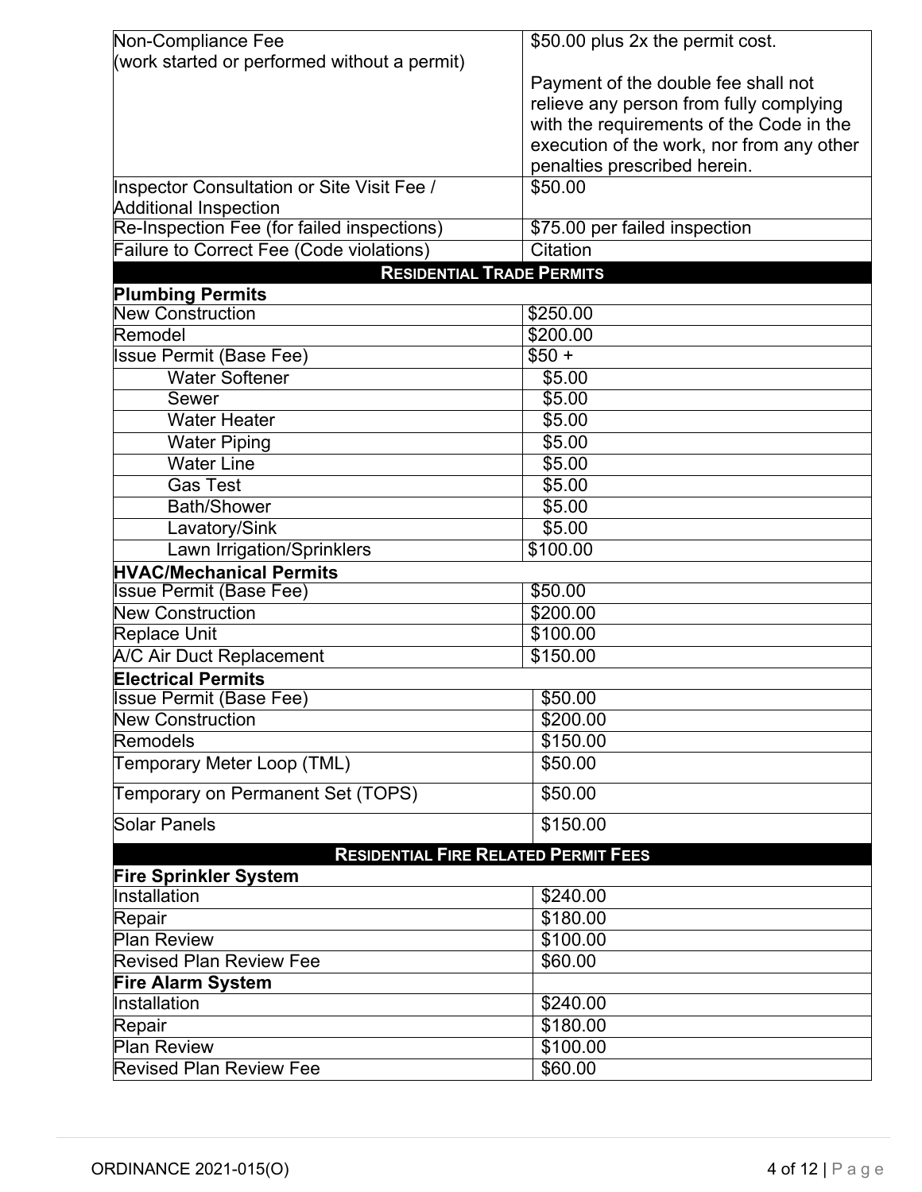| | |
|---|---|
| Non-Compliance Fee (work started or performed without a permit) | $50.00 plus 2x the permit cost. Payment of the double fee shall not relieve any person from fully complying with the requirements of the Code in the execution of the work, nor from any other penalties prescribed herein. |
| Inspector Consultation or Site Visit Fee / Additional Inspection | $50.00 |
| Re-Inspection Fee (for failed inspections) | $75.00 per failed inspection |
| Failure to Correct Fee (Code violations) | Citation |
| **RESIDENTIAL TRADE PERMITS** | |
| **Plumbing Permits** | |
| New Construction | $250.00 |
| Remodel | $200.00 |
| Issue Permit (Base Fee) | $50 + |
| Water Softener | $5.00 |
| Sewer | $5.00 |
| Water Heater | $5.00 |
| Water Piping | $5.00 |
| Water Line | $5.00 |
| Gas Test | $5.00 |
| Bath/Shower | $5.00 |
| Lavatory/Sink | $5.00 |
| Lawn Irrigation/Sprinklers | $100.00 |
| **HVAC/Mechanical Permits** | |
| Issue Permit (Base Fee) | $50.00 |
| New Construction | $200.00 |
| Replace Unit | $100.00 |
| A/C Air Duct Replacement | $150.00 |
| **Electrical Permits** | |
| Issue Permit (Base Fee) | $50.00 |
| New Construction | $200.00 |
| Remodels | $150.00 |
| Temporary Meter Loop (TML) | $50.00 |
| Temporary on Permanent Set (TOPS) | $50.00 |
| Solar Panels | $150.00 |
| **RESIDENTIAL FIRE RELATED PERMIT FEES** | |
| **Fire Sprinkler System** | |
| Installation | $240.00 |
| Repair | $180.00 |
| Plan Review | $100.00 |
| Revised Plan Review Fee | $60.00 |
| **Fire Alarm System** | |
| Installation | $240.00 |
| Repair | $180.00 |
| Plan Review | $100.00 |
| Revised Plan Review Fee | $60.00 |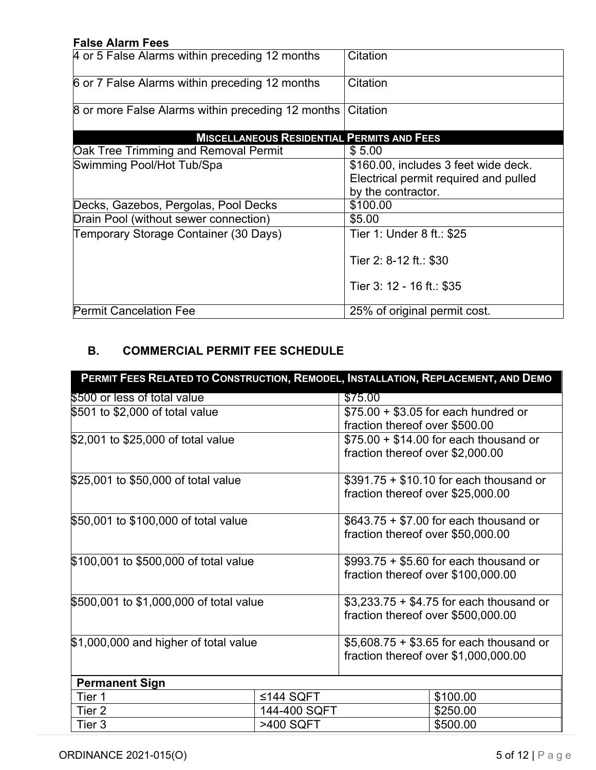**False Alarm Fees**

| | |
|---|---|
| 4 or 5 False Alarms within preceding 12 months | Citation |
| 6 or 7 False Alarms within preceding 12 months | Citation |
| 8 or more False Alarms within preceding 12 months | Citation |
| **MISCELLANEOUS RESIDENTIAL PERMITS AND FEES** | |
| Oak Tree Trimming and Removal Permit | $ 5.00 |
| Swimming Pool/Hot Tub/Spa | $160.00, includes 3 feet wide deck. Electrical permit required and pulled by the contractor. |
| Decks, Gazebos, Pergolas, Pool Decks | $100.00 |
| Drain Pool (without sewer connection) | $5.00 |
| Temporary Storage Container (30 Days) | Tier 1: Under 8 ft.: $25<br><br>Tier 2: 8-12 ft.: $30<br><br>Tier 3: 12 - 16 ft.: $35 |
| Permit Cancelation Fee | 25% of original permit cost. |

## B. COMMERCIAL PERMIT FEE SCHEDULE

| PERMIT FEES RELATED TO CONSTRUCTION, REMODEL, INSTALLATION, REPLACEMENT, AND DEMO | | |
|---|---|---|
| $500 or less of total value | | $75.00 |
| $501 to $2,000 of total value | | $75.00 + $3.05 for each hundred or fraction thereof over $500.00 |
| $2,001 to $25,000 of total value | | $75.00 + $14.00 for each thousand or fraction thereof over $2,000.00 |
| $25,001 to $50,000 of total value | | $391.75 + $10.10 for each thousand or fraction thereof over $25,000.00 |
| $50,001 to $100,000 of total value | | $643.75 + $7.00 for each thousand or fraction thereof over $50,000.00 |
| $100,001 to $500,000 of total value | | $993.75 + $5.60 for each thousand or fraction thereof over $100,000.00 |
| $500,001 to $1,000,000 of total value | | $3,233.75 + $4.75 for each thousand or fraction thereof over $500,000.00 |
| $1,000,000 and higher of total value | | $5,608.75 + $3.65 for each thousand or fraction thereof over $1,000,000.00 |
| **Permanent Sign** | | |
| Tier 1 | ≤144 SQFT | $100.00 |
| Tier 2 | 144-400 SQFT | $250.00 |
| Tier 3 | >400 SQFT | $500.00 |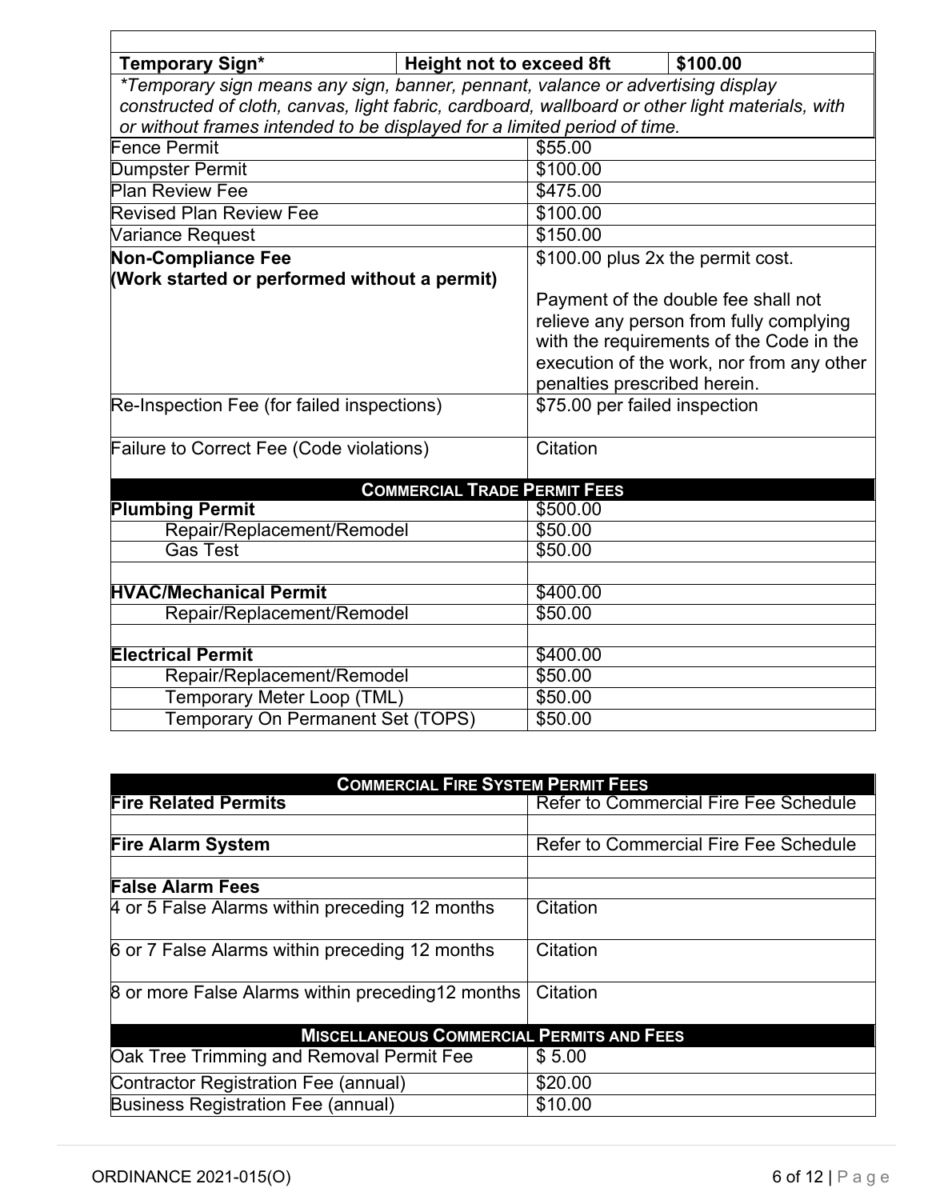| Temporary Sign* | Height not to exceed 8ft | $100.00 |
|---|---|---|
| *\*Temporary sign means any sign, banner, pennant, valance or advertising display constructed of cloth, canvas, light fabric, cardboard, wallboard or other light materials, with or without frames intended to be displayed for a limited period of time.* | | |

| | |
|---|---|
| Fence Permit | $55.00 |
| Dumpster Permit | $100.00 |
| Plan Review Fee | $475.00 |
| Revised Plan Review Fee | $100.00 |
| Variance Request | $150.00 |
| **Non-Compliance Fee (Work started or performed without a permit)** | $100.00 plus 2x the permit cost. Payment of the double fee shall not relieve any person from fully complying with the requirements of the Code in the execution of the work, nor from any other penalties prescribed herein. |
| Re-Inspection Fee (for failed inspections) | $75.00 per failed inspection |
| Failure to Correct Fee (Code violations) | Citation |
| **COMMERCIAL TRADE PERMIT FEES** | |
| **Plumbing Permit** | $500.00 |
| Repair/Replacement/Remodel | $50.00 |
| Gas Test | $50.00 |
| | |
| **HVAC/Mechanical Permit** | $400.00 |
| Repair/Replacement/Remodel | $50.00 |
| | |
| **Electrical Permit** | $400.00 |
| Repair/Replacement/Remodel | $50.00 |
| Temporary Meter Loop (TML) | $50.00 |
| Temporary On Permanent Set (TOPS) | $50.00 |

| COMMERCIAL FIRE SYSTEM PERMIT FEES | |
|---|---|
| **Fire Related Permits** | Refer to Commercial Fire Fee Schedule |
| | |
| **Fire Alarm System** | Refer to Commercial Fire Fee Schedule |
| | |
| **False Alarm Fees** | |
| 4 or 5 False Alarms within preceding 12 months | Citation |
| 6 or 7 False Alarms within preceding 12 months | Citation |
| 8 or more False Alarms within preceding12 months | Citation |
| **MISCELLANEOUS COMMERCIAL PERMITS AND FEES** | |
| Oak Tree Trimming and Removal Permit Fee | $ 5.00 |
| Contractor Registration Fee (annual) | $20.00 |
| Business Registration Fee (annual) | $10.00 |

ORDINANCE 2021-015(O)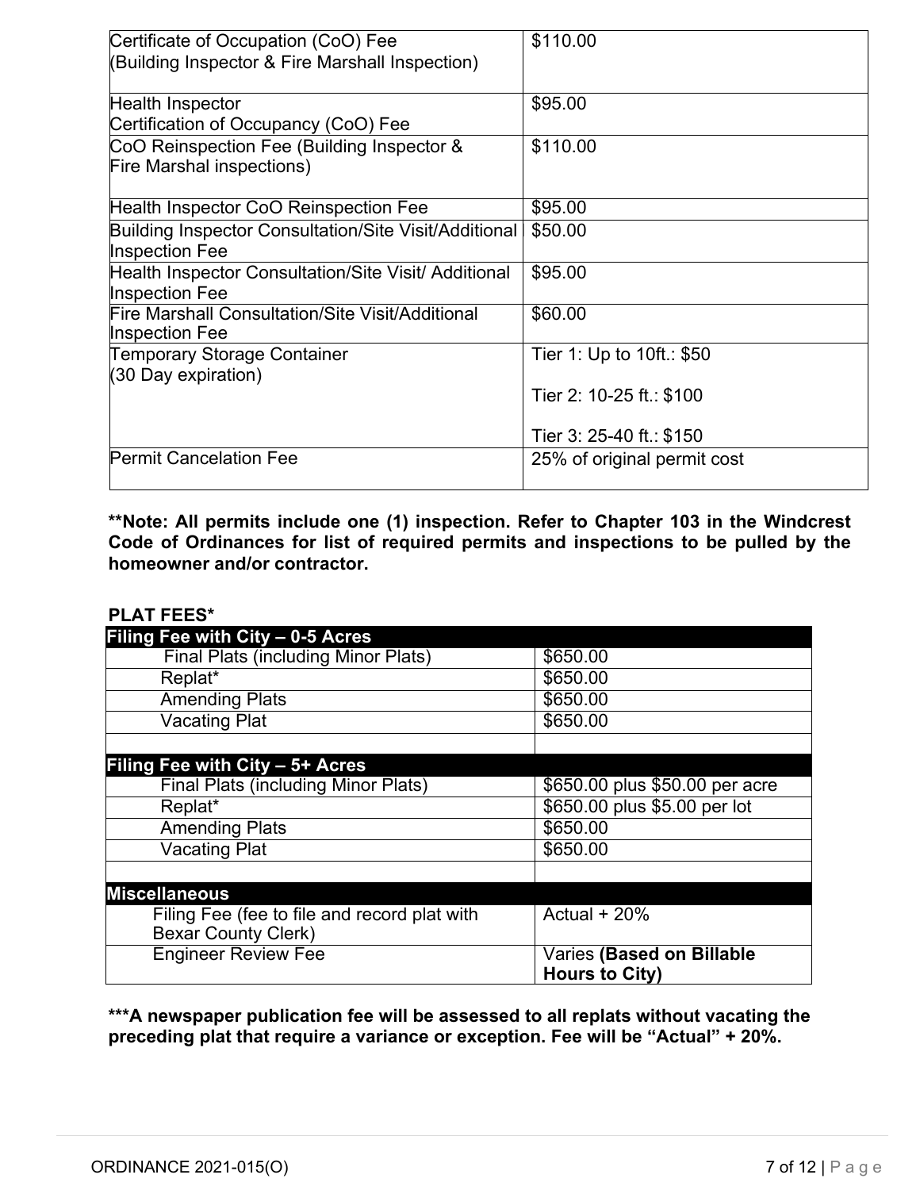| | |
|---|---|
| Certificate of Occupation (CoO) Fee (Building Inspector & Fire Marshall Inspection) | $110.00 |
| Health Inspector Certification of Occupancy (CoO) Fee | $95.00 |
| CoO Reinspection Fee (Building Inspector & Fire Marshal inspections) | $110.00 |
| Health Inspector CoO Reinspection Fee | $95.00 |
| Building Inspector Consultation/Site Visit/Additional Inspection Fee | $50.00 |
| Health Inspector Consultation/Site Visit/ Additional Inspection Fee | $95.00 |
| Fire Marshall Consultation/Site Visit/Additional Inspection Fee | $60.00 |
| Temporary Storage Container (30 Day expiration) | Tier 1: Up to 10ft.: $50<br><br>Tier 2: 10-25 ft.: $100<br><br>Tier 3: 25-40 ft.: $150 |
| Permit Cancelation Fee | 25% of original permit cost |

**\*\*Note: All permits include one (1) inspection. Refer to Chapter 103 in the Windcrest Code of Ordinances for list of required permits and inspections to be pulled by the homeowner and/or contractor.**

**PLAT FEES\***

| **Filing Fee with City – 0-5 Acres** | |
|---|---|
| Final Plats (including Minor Plats) | $650.00 |
| Replat* | $650.00 |
| Amending Plats | $650.00 |
| Vacating Plat | $650.00 |
| | |
| **Filing Fee with City – 5+ Acres** | |
| Final Plats (including Minor Plats) | $650.00 plus $50.00 per acre |
| Replat* | $650.00 plus $5.00 per lot |
| Amending Plats | $650.00 |
| Vacating Plat | $650.00 |
| | |
| **Miscellaneous** | |
| Filing Fee (fee to file and record plat with Bexar County Clerk) | Actual + 20% |
| Engineer Review Fee | Varies **(Based on Billable Hours to City)** |

**\*\*\*A newspaper publication fee will be assessed to all replats without vacating the preceding plat that require a variance or exception. Fee will be "Actual" + 20%.**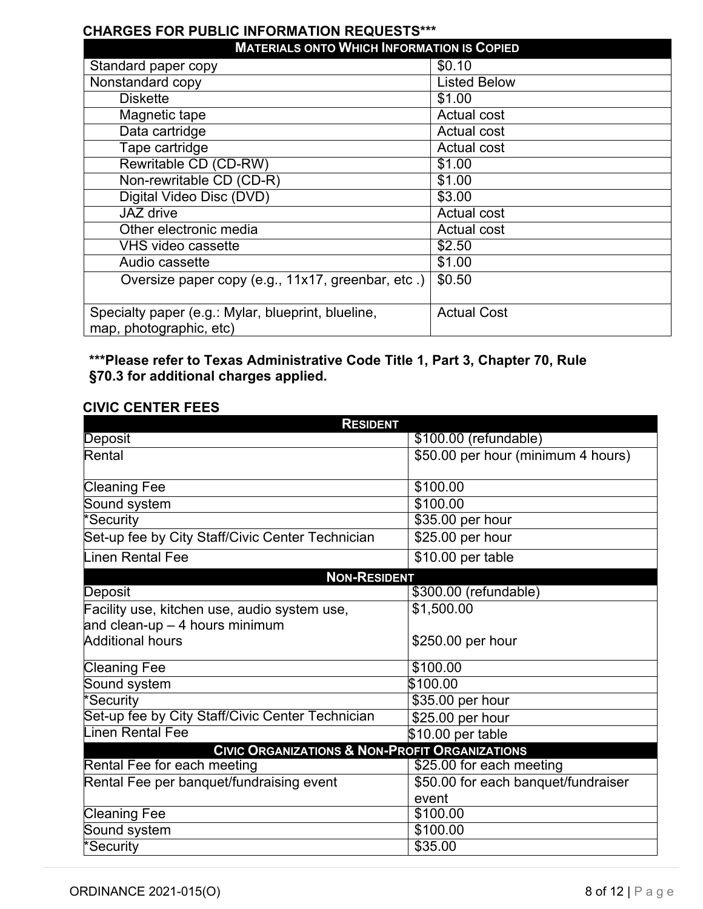**CHARGES FOR PUBLIC INFORMATION REQUESTS*****

| MATERIALS ONTO WHICH INFORMATION IS COPIED | |
|---|---|
| Standard paper copy | $0.10 |
| Nonstandard copy | Listed Below |
| Diskette | $1.00 |
| Magnetic tape | Actual cost |
| Data cartridge | Actual cost |
| Tape cartridge | Actual cost |
| Rewritable CD (CD-RW) | $1.00 |
| Non-rewritable CD (CD-R) | $1.00 |
| Digital Video Disc (DVD) | $3.00 |
| JAZ drive | Actual cost |
| Other electronic media | Actual cost |
| VHS video cassette | $2.50 |
| Audio cassette | $1.00 |
| Oversize paper copy (e.g., 11x17, greenbar, etc .) | $0.50 |
| Specialty paper (e.g.: Mylar, blueprint, blueline, map, photographic, etc) | Actual Cost |

*****Please refer to Texas Administrative Code Title 1, Part 3, Chapter 70, Rule §70.3 for additional charges applied.**

**CIVIC CENTER FEES**

| RESIDENT | |
|---|---|
| Deposit | $100.00 (refundable) |
| Rental | $50.00 per hour (minimum 4 hours) |
| Cleaning Fee | $100.00 |
| Sound system | $100.00 |
| *Security | $35.00 per hour |
| Set-up fee by City Staff/Civic Center Technician | $25.00 per hour |
| Linen Rental Fee | $10.00 per table |
| **NON-RESIDENT** | |
| Deposit | $300.00 (refundable) |
| Facility use, kitchen use, audio system use, and clean-up – 4 hours minimum | $1,500.00 |
| Additional hours | $250.00 per hour |
| Cleaning Fee | $100.00 |
| Sound system | $100.00 |
| *Security | $35.00 per hour |
| Set-up fee by City Staff/Civic Center Technician | $25.00 per hour |
| Linen Rental Fee | $10.00 per table |
| **CIVIC ORGANIZATIONS & NON-PROFIT ORGANIZATIONS** | |
| Rental Fee for each meeting | $25.00 for each meeting |
| Rental Fee per banquet/fundraising event | $50.00 for each banquet/fundraiser event |
| Cleaning Fee | $100.00 |
| Sound system | $100.00 |
| *Security | $35.00 |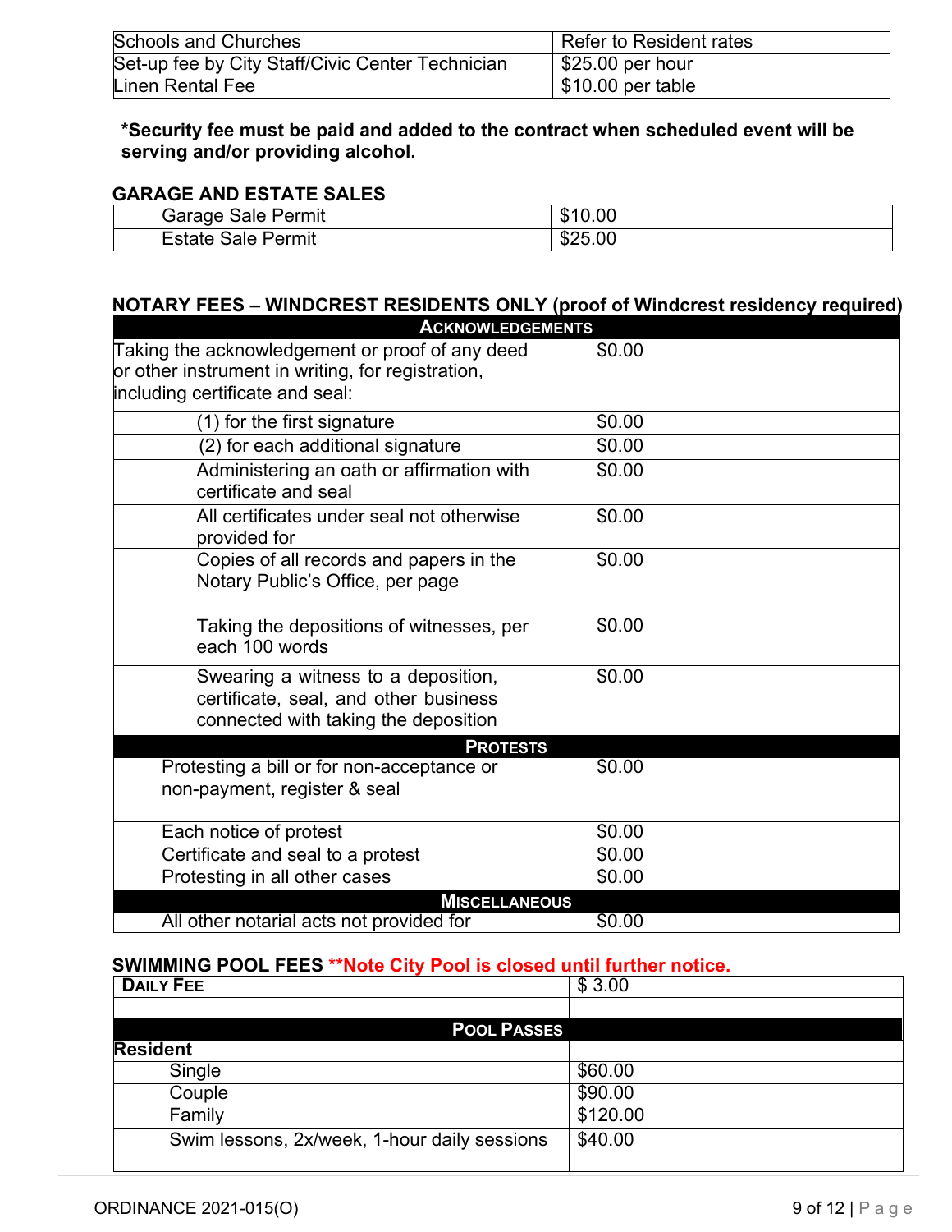| | |
|---|---|
| Schools and Churches | Refer to Resident rates |
| Set-up fee by City Staff/Civic Center Technician | $25.00 per hour |
| Linen Rental Fee | $10.00 per table |

**\*Security fee must be paid and added to the contract when scheduled event will be serving and/or providing alcohol.**

### GARAGE AND ESTATE SALES

| | |
|---|---|
| Garage Sale Permit | $10.00 |
| Estate Sale Permit | $25.00 |

### NOTARY FEES – WINDCREST RESIDENTS ONLY (proof of Windcrest residency required)

| ACKNOWLEDGEMENTS | |
|---|---|
| Taking the acknowledgement or proof of any deed or other instrument in writing, for registration, including certificate and seal: | $0.00 |
| (1) for the first signature | $0.00 |
| (2) for each additional signature | $0.00 |
| Administering an oath or affirmation with certificate and seal | $0.00 |
| All certificates under seal not otherwise provided for | $0.00 |
| Copies of all records and papers in the Notary Public's Office, per page | $0.00 |
| Taking the depositions of witnesses, per each 100 words | $0.00 |
| Swearing a witness to a deposition, certificate, seal, and other business connected with taking the deposition | $0.00 |
| **PROTESTS** | |
| Protesting a bill or for non-acceptance or non-payment, register & seal | $0.00 |
| Each notice of protest | $0.00 |
| Certificate and seal to a protest | $0.00 |
| Protesting in all other cases | $0.00 |
| **MISCELLANEOUS** | |
| All other notarial acts not provided for | $0.00 |

### SWIMMING POOL FEES **Note City Pool is closed until further notice.

| DAILY FEE | $ 3.00 |
|---|---|
| | |
| **POOL PASSES** | |
| **Resident** | |
| Single | $60.00 |
| Couple | $90.00 |
| Family | $120.00 |
| Swim lessons, 2x/week, 1-hour daily sessions | $40.00 |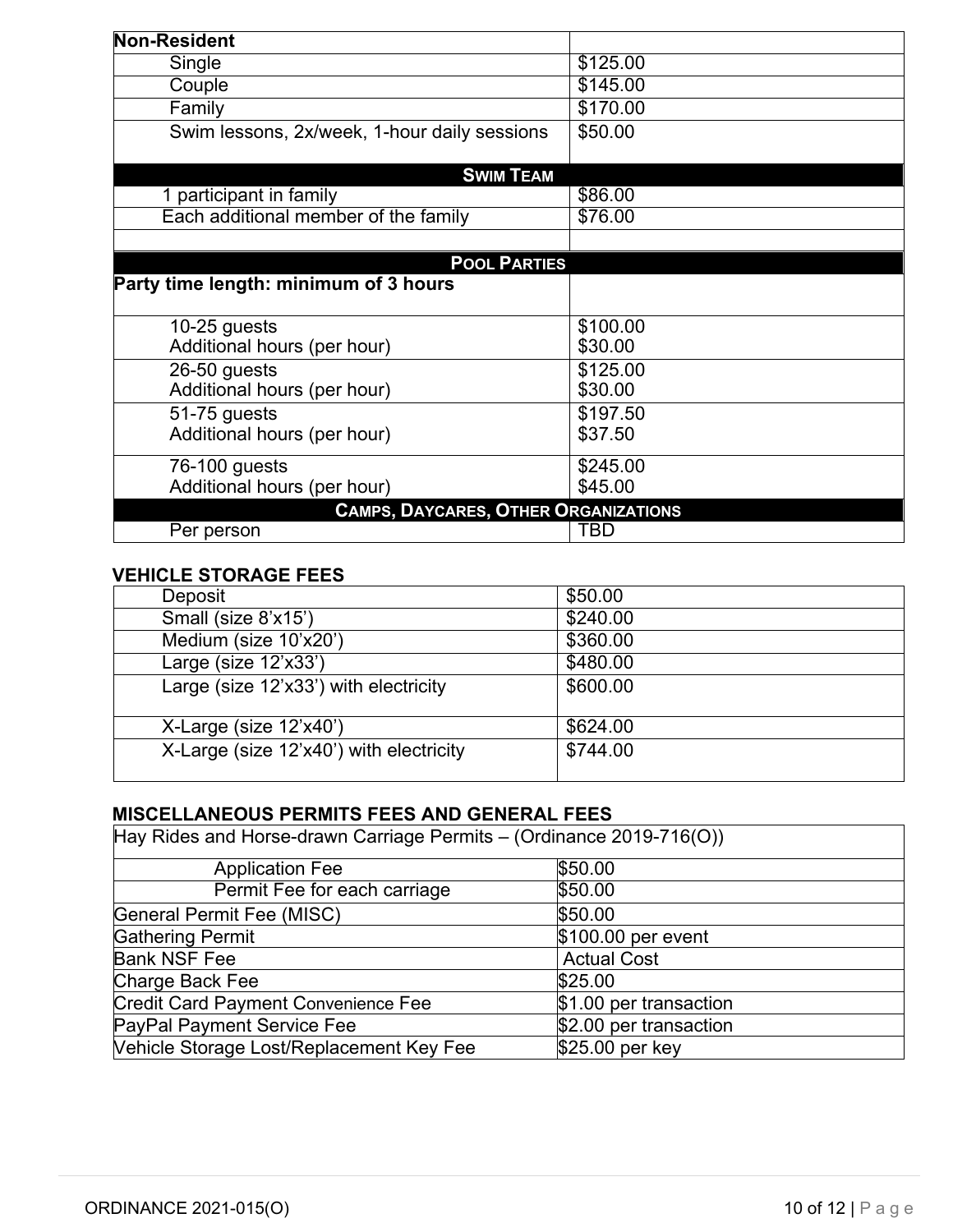| Non-Resident | |
|---|---|
| Single | $125.00 |
| Couple | $145.00 |
| Family | $170.00 |
| Swim lessons, 2x/week, 1-hour daily sessions | $50.00 |
| **SWIM TEAM** | |
| 1 participant in family | $86.00 |
| Each additional member of the family | $76.00 |
| | |
| **POOL PARTIES** | |
| **Party time length: minimum of 3 hours** | |
| 10-25 guests<br>Additional hours (per hour) | $100.00<br>$30.00 |
| 26-50 guests<br>Additional hours (per hour) | $125.00<br>$30.00 |
| 51-75 guests<br>Additional hours (per hour) | $197.50<br>$37.50 |
| 76-100 guests<br>Additional hours (per hour) | $245.00<br>$45.00 |
| **CAMPS, DAYCARES, OTHER ORGANIZATIONS** | |
| Per person | TBD |

### VEHICLE STORAGE FEES

| | |
|---|---|
| Deposit | $50.00 |
| Small (size 8'x15') | $240.00 |
| Medium (size 10'x20') | $360.00 |
| Large (size 12'x33') | $480.00 |
| Large (size 12'x33') with electricity | $600.00 |
| X-Large (size 12'x40') | $624.00 |
| X-Large (size 12'x40') with electricity | $744.00 |

### MISCELLANEOUS PERMITS FEES AND GENERAL FEES

| Hay Rides and Horse-drawn Carriage Permits – (Ordinance 2019-716(O)) | |
|---|---|
| Application Fee | $50.00 |
| Permit Fee for each carriage | $50.00 |
| General Permit Fee (MISC) | $50.00 |
| Gathering Permit | $100.00 per event |
| Bank NSF Fee | Actual Cost |
| Charge Back Fee | $25.00 |
| Credit Card Payment Convenience Fee | $1.00 per transaction |
| PayPal Payment Service Fee | $2.00 per transaction |
| Vehicle Storage Lost/Replacement Key Fee | $25.00 per key |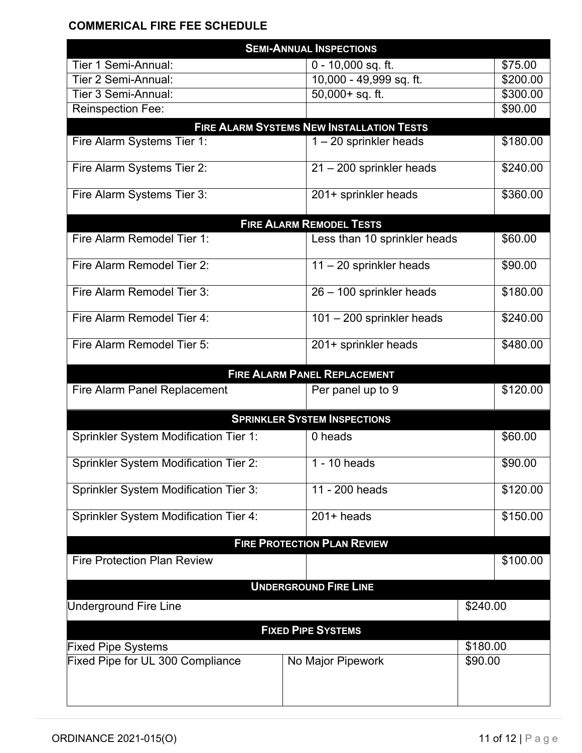**COMMERICAL FIRE FEE SCHEDULE**

| **SEMI-ANNUAL INSPECTIONS** | | |
|---|---|---|
| Tier 1 Semi-Annual: | 0 - 10,000 sq. ft. | $75.00 |
| Tier 2 Semi-Annual: | 10,000 - 49,999 sq. ft. | $200.00 |
| Tier 3 Semi-Annual: | 50,000+ sq. ft. | $300.00 |
| Reinspection Fee: | | $90.00 |
| **FIRE ALARM SYSTEMS NEW INSTALLATION TESTS** | | |
| Fire Alarm Systems Tier 1: | 1 – 20 sprinkler heads | $180.00 |
| Fire Alarm Systems Tier 2: | 21 – 200 sprinkler heads | $240.00 |
| Fire Alarm Systems Tier 3: | 201+ sprinkler heads | $360.00 |
| **FIRE ALARM REMODEL TESTS** | | |
| Fire Alarm Remodel Tier 1: | Less than 10 sprinkler heads | $60.00 |
| Fire Alarm Remodel Tier 2: | 11 – 20 sprinkler heads | $90.00 |
| Fire Alarm Remodel Tier 3: | 26 – 100 sprinkler heads | $180.00 |
| Fire Alarm Remodel Tier 4: | 101 – 200 sprinkler heads | $240.00 |
| Fire Alarm Remodel Tier 5: | 201+ sprinkler heads | $480.00 |
| **FIRE ALARM PANEL REPLACEMENT** | | |
| Fire Alarm Panel Replacement | Per panel up to 9 | $120.00 |
| **SPRINKLER SYSTEM INSPECTIONS** | | |
| Sprinkler System Modification Tier 1: | 0 heads | $60.00 |
| Sprinkler System Modification Tier 2: | 1 - 10 heads | $90.00 |
| Sprinkler System Modification Tier 3: | 11 - 200 heads | $120.00 |
| Sprinkler System Modification Tier 4: | 201+ heads | $150.00 |
| **FIRE PROTECTION PLAN REVIEW** | | |
| Fire Protection Plan Review | | $100.00 |
| **UNDERGROUND FIRE LINE** | | |
| Underground Fire Line | | $240.00 |
| **FIXED PIPE SYSTEMS** | | |
| Fixed Pipe Systems | | $180.00 |
| Fixed Pipe for UL 300 Compliance | No Major Pipework | $90.00 |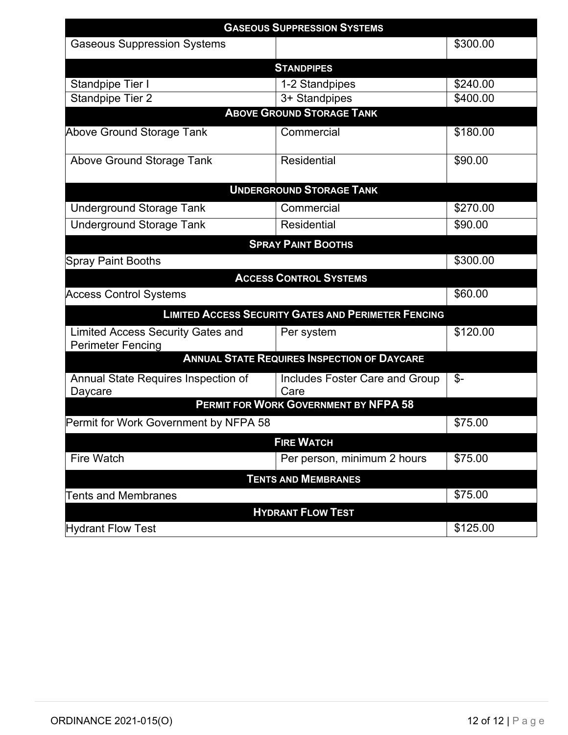| | | |
|---|---|---|
| **GASEOUS SUPPRESSION SYSTEMS** | | |
| Gaseous Suppression Systems | | $300.00 |
| **STANDPIPES** | | |
| Standpipe Tier I | 1-2 Standpipes | $240.00 |
| Standpipe Tier 2 | 3+ Standpipes | $400.00 |
| **ABOVE GROUND STORAGE TANK** | | |
| Above Ground Storage Tank | Commercial | $180.00 |
| Above Ground Storage Tank | Residential | $90.00 |
| **UNDERGROUND STORAGE TANK** | | |
| Underground Storage Tank | Commercial | $270.00 |
| Underground Storage Tank | Residential | $90.00 |
| **SPRAY PAINT BOOTHS** | | |
| Spray Paint Booths | | $300.00 |
| **ACCESS CONTROL SYSTEMS** | | |
| Access Control Systems | | $60.00 |
| **LIMITED ACCESS SECURITY GATES AND PERIMETER FENCING** | | |
| Limited Access Security Gates and Perimeter Fencing | Per system | $120.00 |
| **ANNUAL STATE REQUIRES INSPECTION OF DAYCARE** | | |
| Annual State Requires Inspection of Daycare | Includes Foster Care and Group Care | $- |
| **PERMIT FOR WORK GOVERNMENT BY NFPA 58** | | |
| Permit for Work Government by NFPA 58 | | $75.00 |
| **FIRE WATCH** | | |
| Fire Watch | Per person, minimum 2 hours | $75.00 |
| **TENTS AND MEMBRANES** | | |
| Tents and Membranes | | $75.00 |
| **HYDRANT FLOW TEST** | | |
| Hydrant Flow Test | | $125.00 |

ORDINANCE 2021-015(O)